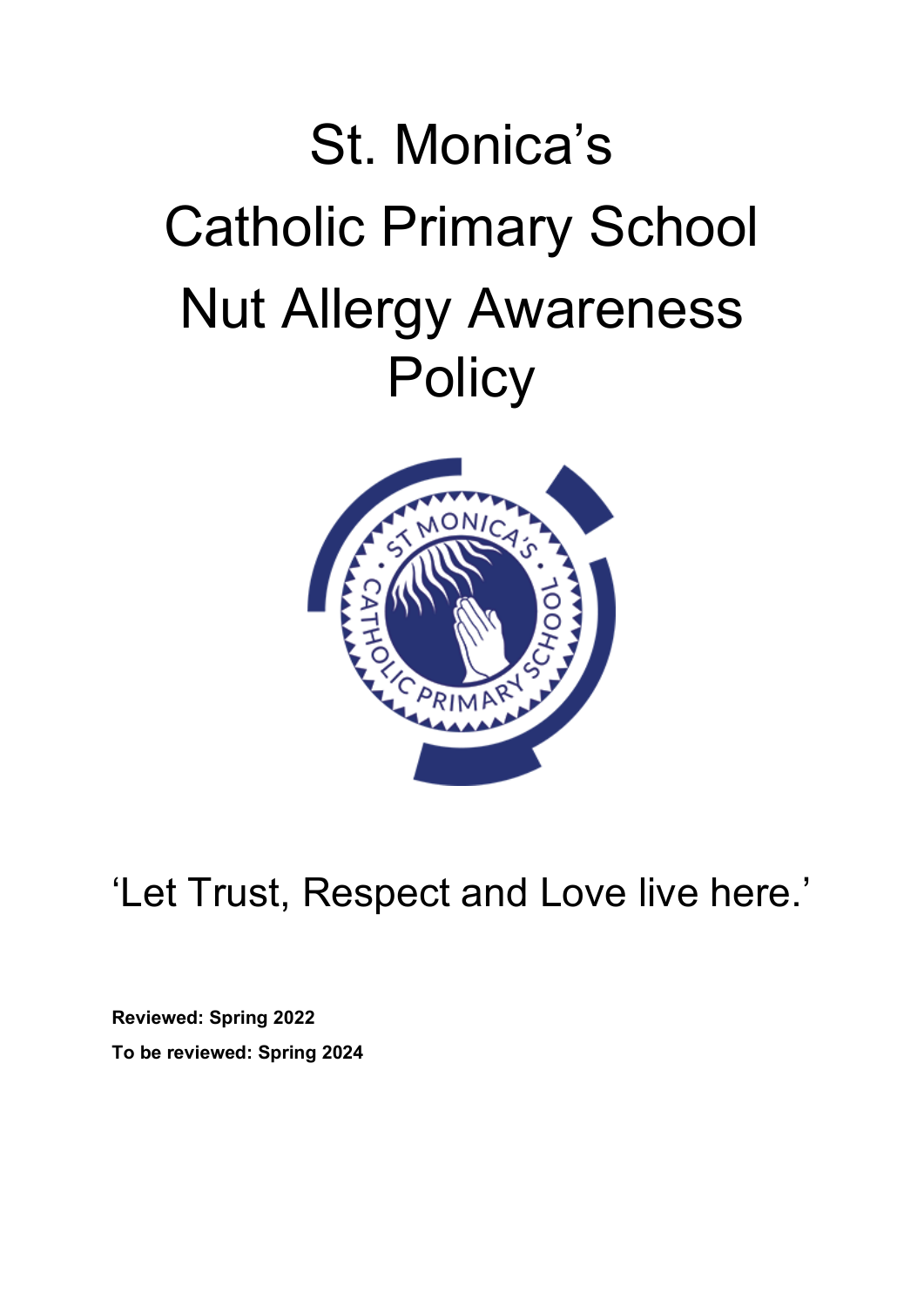# St. Monica's Catholic Primary School Nut Allergy Awareness Policy

'Let Trust, Respect and Love live here.'

**Reviewed: Spring 2022**

**To be reviewed: Spring 2024**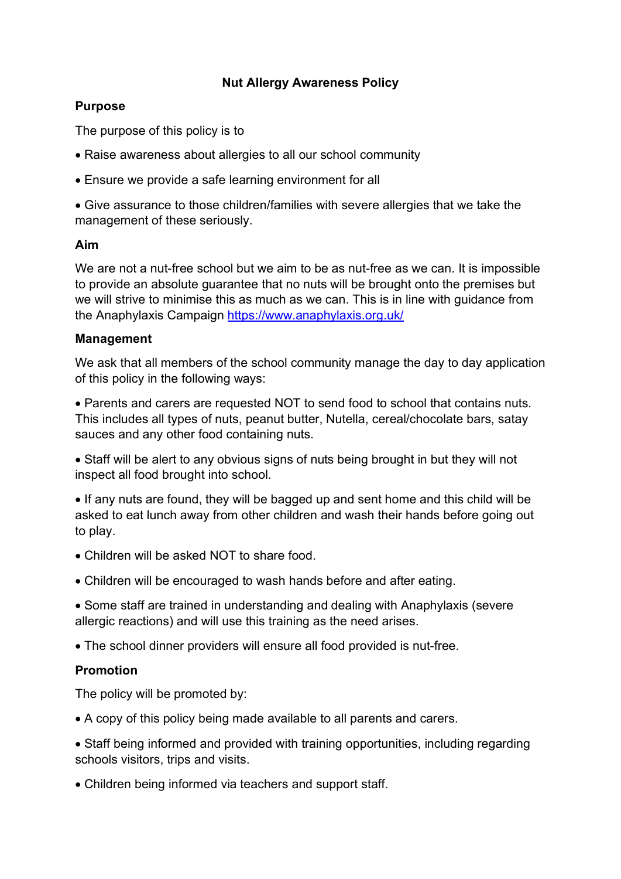# Nut Allergy Awareness Policy

## Purpose

The purpose of this policy is to

- Raise awareness about allergies to all our school community
- Ensure we provide a safe learning environment for all
- Give assurance to those children/families with severe allergies that we take the management of these seriously.

## Aim

We are not a nut-free school but we aim to be as nut-free as we can. It is impossible to provide an absolute guarantee that no nuts will be brought onto the premises but we will strive to minimise this as much as we can. This is in line with guidance from the Anaphylaxis Campaign [https://www.anaphylaxis.org.uk/](https://www.anaphylaxis.org.uk/)

## Management

We ask that all members of the school community manage the day to day application of this policy in the following ways:

- Parents and carers are requested NOT to send food to school that contains nuts. This includes all types of nuts, peanut butter, Nutella, cereal/chocolate bars, satay sauces and any other food containing nuts.
- Staff will be alert to any obvious signs of nuts being brought in but they will not inspect all food brought into school.
- If any nuts are found, they will be bagged up and sent home and this child will be asked to eat lunch away from other children and wash their hands before going out to play.
- Children will be asked NOT to share food.
- Children will be encouraged to wash hands before and after eating.
- Some staff are trained in understanding and dealing with Anaphylaxis (severe allergic reactions) and will use this training as the need arises.
- The school dinner providers will ensure all food provided is nut-free.

## Promotion

The policy will be promoted by:

- A copy of this policy being made available to all parents and carers.
- Staff being informed and provided with training opportunities, including regarding schools visitors, trips and visits.
- Children being informed via teachers and support staff.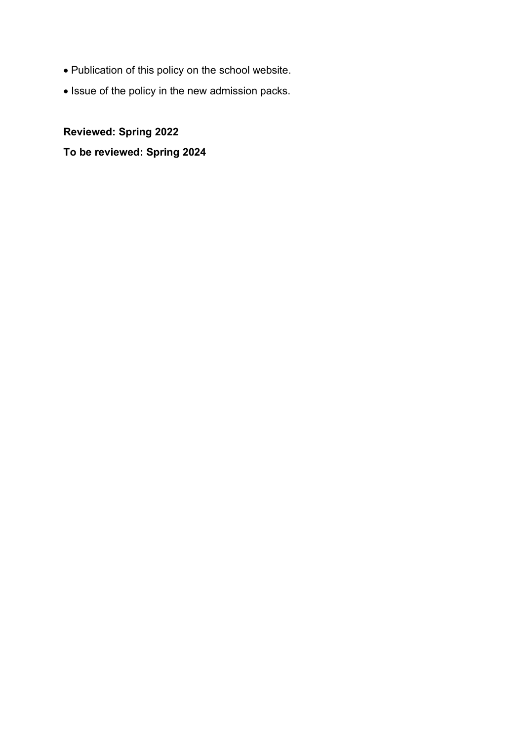- Publication of this policy on the school website.
- Issue of the policy in the new admission packs.

**Reviewed: Spring 2022**

**To be reviewed: Spring 2024**